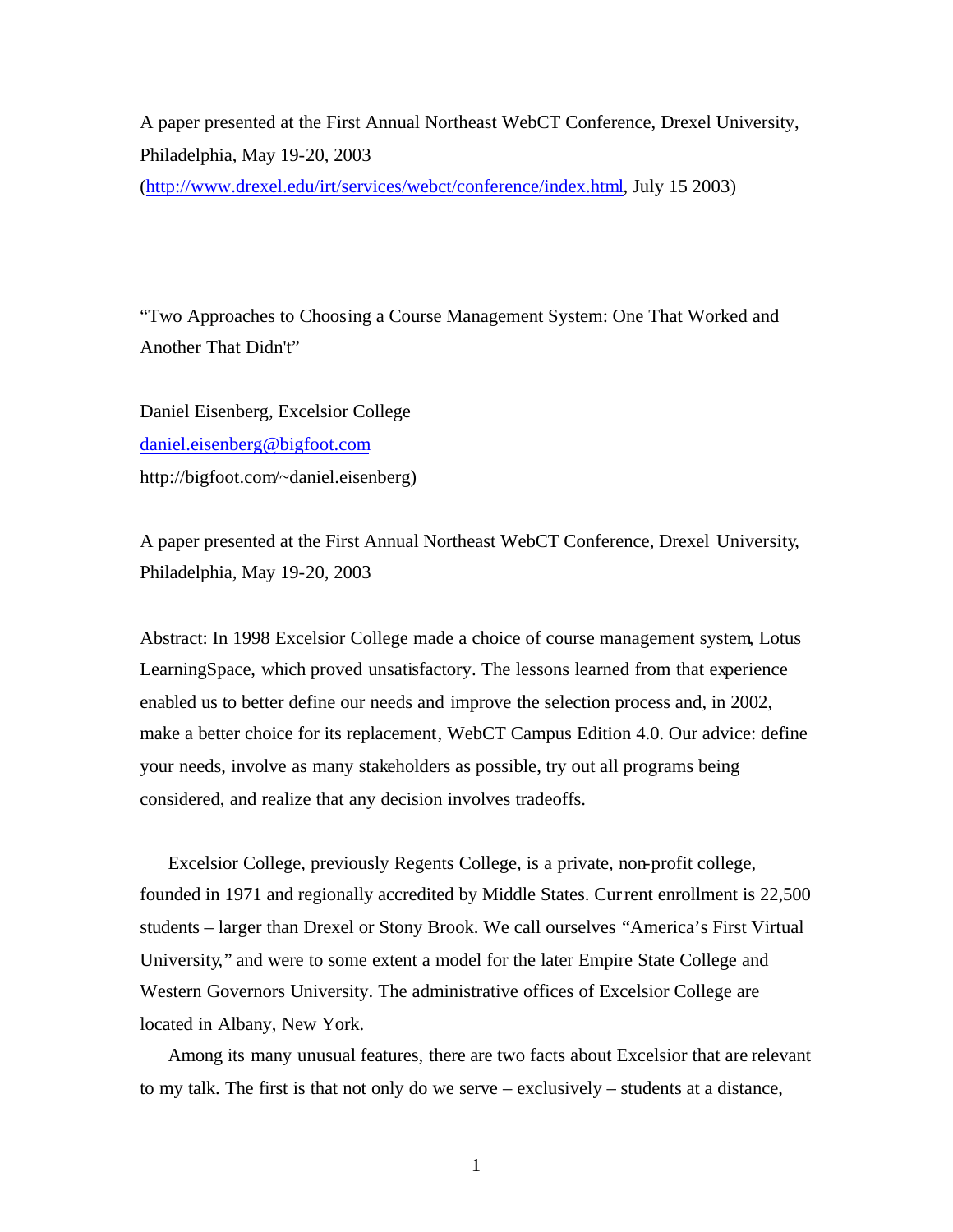A paper presented at the First Annual Northeast WebCT Conference, Drexel University, Philadelphia, May 19-20, 2003

(http://www.drexel.edu/irt/services/webct/conference/index.html, July 15 2003)

# "Two Approaches to Choosing a Course Management System: One That Worked and Another That Didn't"

Daniel Eisenberg, Excelsior College

daniel.eisenberg@bigfoot.com

http://bigfoot.com/~daniel.eisenberg)

A paper presented at the First Annual Northeast WebCT Conference, Drexel University, Philadelphia, May 19-20, 2003

Abstract: In 1998 Excelsior College made a choice of course management system, Lotus LearningSpace, which proved unsatisfactory. The lessons learned from that experience enabled us to better define our needs and improve the selection process and, in 2002, make a better choice for its replacement, WebCT Campus Edition 4.0. Our advice: define your needs, involve as many stakeholders as possible, try out all programs being considered, and realize that any decision involves tradeoffs.

Excelsior College, previously Regents College, is a private, non-profit college, founded in 1971 and regionally accredited by Middle States. Current enrollment is 22,500 students – larger than Drexel or Stony Brook. We call ourselves "America's First Virtual University," and were to some extent a model for the later Empire State College and Western Governors University. The administrative offices of Excelsior College are located in Albany, New York.

Among its many unusual features, there are two facts about Excelsior that are relevant to my talk. The first is that not only do we serve – exclusively – students at a distance,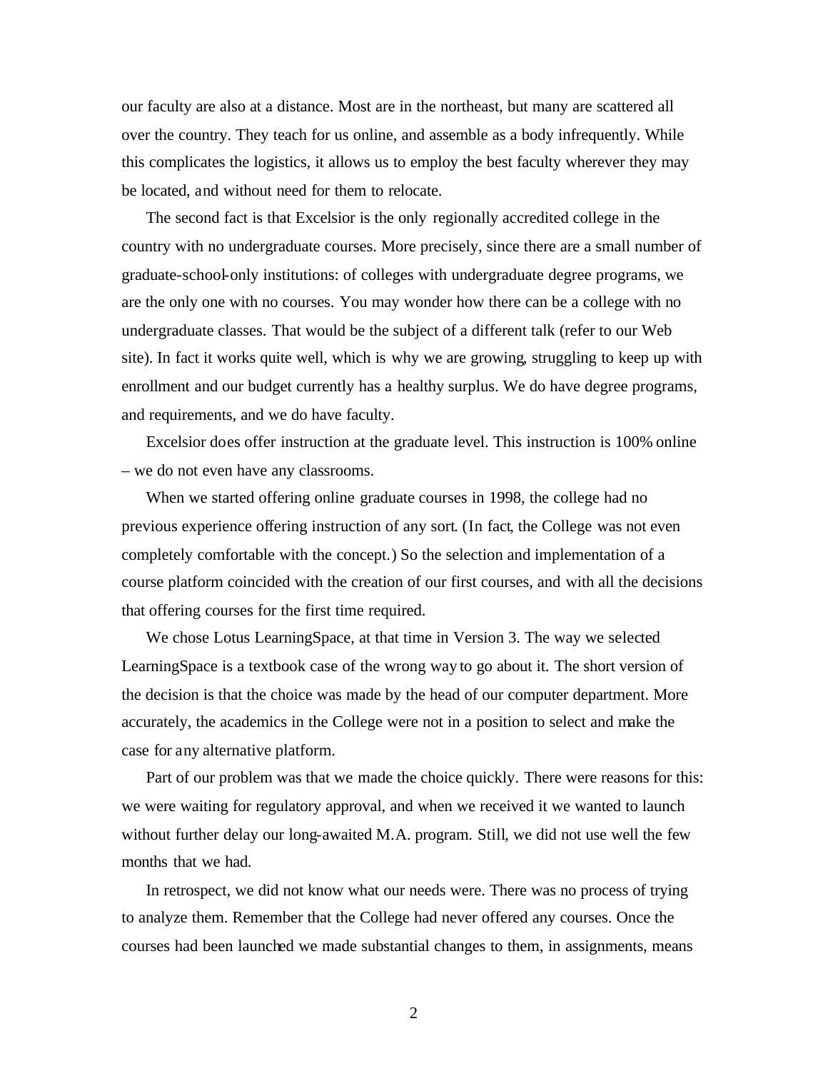our faculty are also at a distance. Most are in the northeast, but many are scattered all over the country. They teach for us online, and assemble as a body infrequently. While this complicates the logistics, it allows us to employ the best faculty wherever they may be located, and without need for them to relocate.

The second fact is that Excelsior is the only regionally accredited college in the country with no undergraduate courses. More precisely, since there are a small number of graduate-school-only institutions: of colleges with undergraduate degree programs, we are the only one with no courses. You may wonder how there can be a college with no undergraduate classes. That would be the subject of a different talk (refer to our Web site). In fact it works quite well, which is why we are growing, struggling to keep up with enrollment and our budget currently has a healthy surplus. We do have degree programs, and requirements, and we do have faculty.

Excelsior does offer instruction at the graduate level. This instruction is 100% online – we do not even have any classrooms.

When we started offering online graduate courses in 1998, the college had no previous experience offering instruction of any sort. (In fact, the College was not even completely comfortable with the concept.) So the selection and implementation of a course platform coincided with the creation of our first courses, and with all the decisions that offering courses for the first time required.

We chose Lotus LearningSpace, at that time in Version 3. The way we selected LearningSpace is a textbook case of the wrong way to go about it. The short version of the decision is that the choice was made by the head of our computer department. More accurately, the academics in the College were not in a position to select and make the case for any alternative platform.

Part of our problem was that we made the choice quickly. There were reasons for this: we were waiting for regulatory approval, and when we received it we wanted to launch without further delay our long-awaited M.A. program. Still, we did not use well the few months that we had.

In retrospect, we did not know what our needs were. There was no process of trying to analyze them. Remember that the College had never offered any courses. Once the courses had been launched we made substantial changes to them, in assignments, means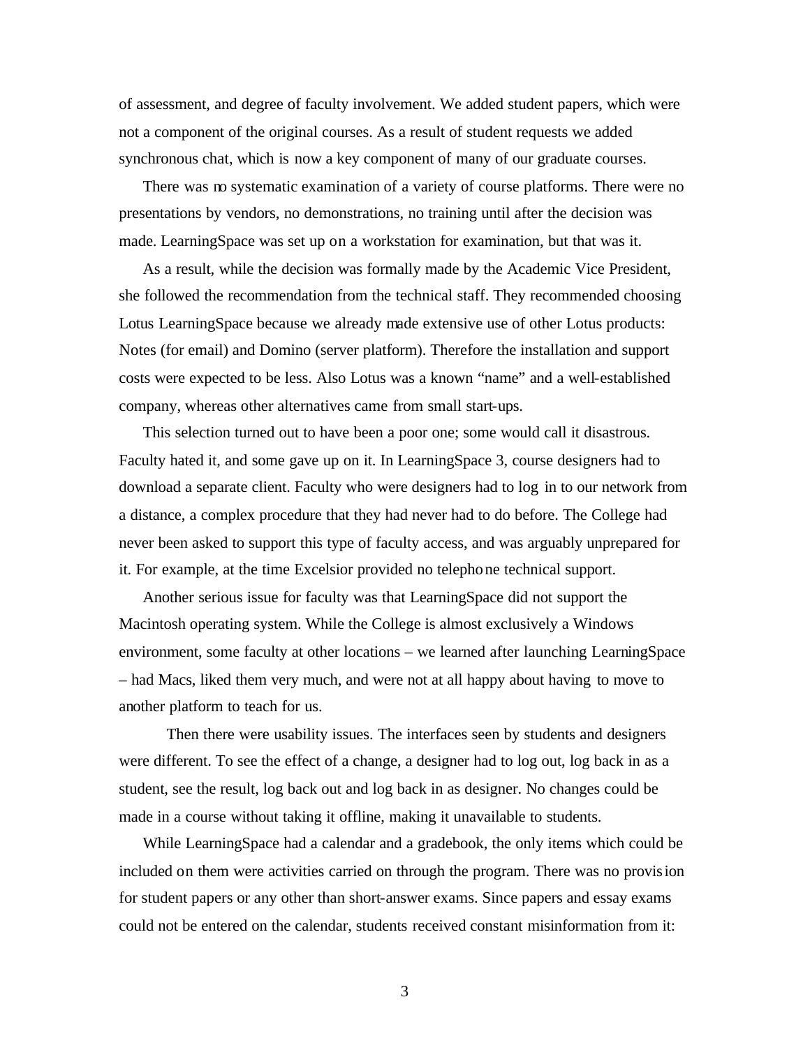of assessment, and degree of faculty involvement. We added student papers, which were not a component of the original courses. As a result of student requests we added synchronous chat, which is now a key component of many of our graduate courses.

There was no systematic examination of a variety of course platforms. There were no presentations by vendors, no demonstrations, no training until after the decision was made. LearningSpace was set up on a workstation for examination, but that was it.

As a result, while the decision was formally made by the Academic Vice President, she followed the recommendation from the technical staff. They recommended choosing Lotus LearningSpace because we already made extensive use of other Lotus products: Notes (for email) and Domino (server platform). Therefore the installation and support costs were expected to be less. Also Lotus was a known "name" and a well-established company, whereas other alternatives came from small start-ups.

This selection turned out to have been a poor one; some would call it disastrous. Faculty hated it, and some gave up on it. In LearningSpace 3, course designers had to download a separate client. Faculty who were designers had to log in to our network from a distance, a complex procedure that they had never had to do before. The College had never been asked to support this type of faculty access, and was arguably unprepared for it. For example, at the time Excelsior provided no telephone technical support.

Another serious issue for faculty was that LearningSpace did not support the Macintosh operating system. While the College is almost exclusively a Windows environment, some faculty at other locations – we learned after launching LearningSpace – had Macs, liked them very much, and were not at all happy about having to move to another platform to teach for us.

Then there were usability issues. The interfaces seen by students and designers were different. To see the effect of a change, a designer had to log out, log back in as a student, see the result, log back out and log back in as designer. No changes could be made in a course without taking it offline, making it unavailable to students.

While LearningSpace had a calendar and a gradebook, the only items which could be included on them were activities carried on through the program. There was no provision for student papers or any other than short-answer exams. Since papers and essay exams could not be entered on the calendar, students received constant misinformation from it: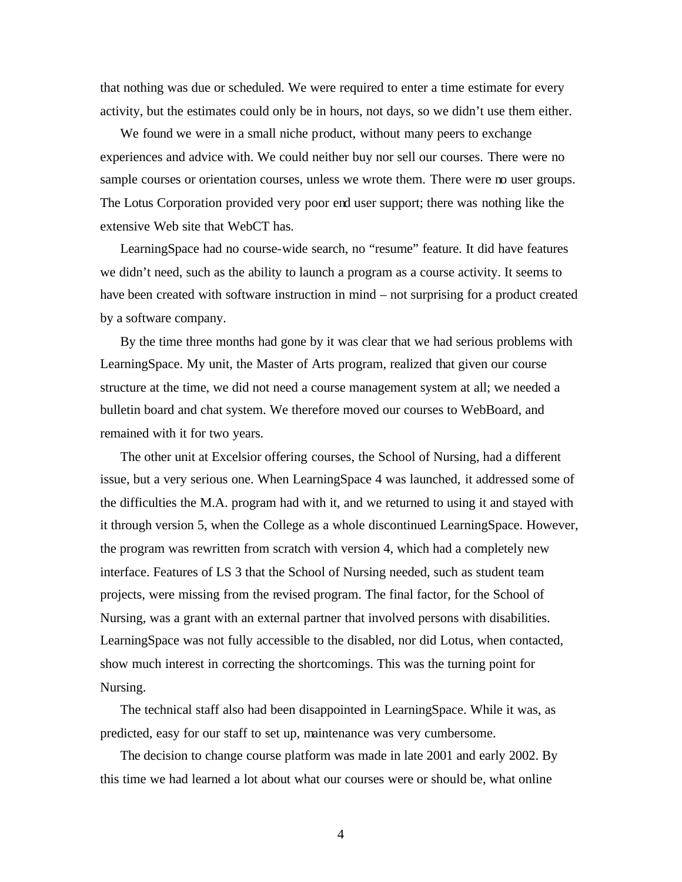that nothing was due or scheduled. We were required to enter a time estimate for every activity, but the estimates could only be in hours, not days, so we didn't use them either.

We found we were in a small niche product, without many peers to exchange experiences and advice with. We could neither buy nor sell our courses. There were no sample courses or orientation courses, unless we wrote them. There were no user groups. The Lotus Corporation provided very poor end user support; there was nothing like the extensive Web site that WebCT has.

LearningSpace had no course-wide search, no "resume" feature. It did have features we didn't need, such as the ability to launch a program as a course activity. It seems to have been created with software instruction in mind – not surprising for a product created by a software company.

By the time three months had gone by it was clear that we had serious problems with LearningSpace. My unit, the Master of Arts program, realized that given our course structure at the time, we did not need a course management system at all; we needed a bulletin board and chat system. We therefore moved our courses to WebBoard, and remained with it for two years.

The other unit at Excelsior offering courses, the School of Nursing, had a different issue, but a very serious one. When LearningSpace 4 was launched, it addressed some of the difficulties the M.A. program had with it, and we returned to using it and stayed with it through version 5, when the College as a whole discontinued LearningSpace. However, the program was rewritten from scratch with version 4, which had a completely new interface. Features of LS 3 that the School of Nursing needed, such as student team projects, were missing from the revised program. The final factor, for the School of Nursing, was a grant with an external partner that involved persons with disabilities. LearningSpace was not fully accessible to the disabled, nor did Lotus, when contacted, show much interest in correcting the shortcomings. This was the turning point for Nursing.

The technical staff also had been disappointed in LearningSpace. While it was, as predicted, easy for our staff to set up, maintenance was very cumbersome.

The decision to change course platform was made in late 2001 and early 2002. By this time we had learned a lot about what our courses were or should be, what online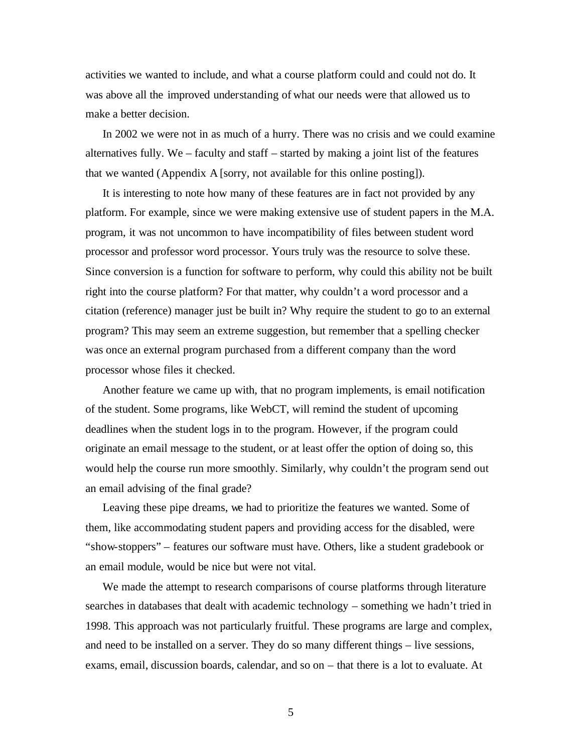activities we wanted to include, and what a course platform could and could not do. It was above all the improved understanding of what our needs were that allowed us to make a better decision.

In 2002 we were not in as much of a hurry. There was no crisis and we could examine alternatives fully. We – faculty and staff – started by making a joint list of the features that we wanted (Appendix A [sorry, not available for this online posting]).

It is interesting to note how many of these features are in fact not provided by any platform. For example, since we were making extensive use of student papers in the M.A. program, it was not uncommon to have incompatibility of files between student word processor and professor word processor. Yours truly was the resource to solve these. Since conversion is a function for software to perform, why could this ability not be built right into the course platform? For that matter, why couldn't a word processor and a citation (reference) manager just be built in? Why require the student to go to an external program? This may seem an extreme suggestion, but remember that a spelling checker was once an external program purchased from a different company than the word processor whose files it checked.

Another feature we came up with, that no program implements, is email notification of the student. Some programs, like WebCT, will remind the student of upcoming deadlines when the student logs in to the program. However, if the program could originate an email message to the student, or at least offer the option of doing so, this would help the course run more smoothly. Similarly, why couldn't the program send out an email advising of the final grade?

Leaving these pipe dreams, we had to prioritize the features we wanted. Some of them, like accommodating student papers and providing access for the disabled, were "show-stoppers" – features our software must have. Others, like a student gradebook or an email module, would be nice but were not vital.

We made the attempt to research comparisons of course platforms through literature searches in databases that dealt with academic technology – something we hadn't tried in 1998. This approach was not particularly fruitful. These programs are large and complex, and need to be installed on a server. They do so many different things – live sessions, exams, email, discussion boards, calendar, and so on – that there is a lot to evaluate. At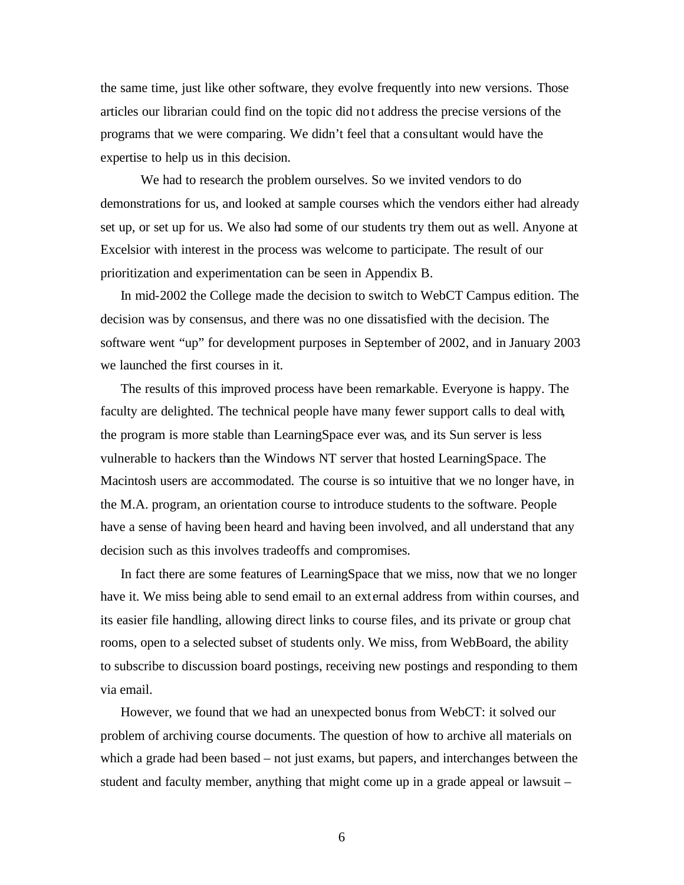the same time, just like other software, they evolve frequently into new versions. Those articles our librarian could find on the topic did not address the precise versions of the programs that we were comparing. We didn't feel that a consultant would have the expertise to help us in this decision.

We had to research the problem ourselves. So we invited vendors to do demonstrations for us, and looked at sample courses which the vendors either had already set up, or set up for us. We also had some of our students try them out as well. Anyone at Excelsior with interest in the process was welcome to participate. The result of our prioritization and experimentation can be seen in Appendix B.

In mid-2002 the College made the decision to switch to WebCT Campus edition. The decision was by consensus, and there was no one dissatisfied with the decision. The software went "up" for development purposes in September of 2002, and in January 2003 we launched the first courses in it.

The results of this improved process have been remarkable. Everyone is happy. The faculty are delighted. The technical people have many fewer support calls to deal with, the program is more stable than LearningSpace ever was, and its Sun server is less vulnerable to hackers than the Windows NT server that hosted LearningSpace. The Macintosh users are accommodated. The course is so intuitive that we no longer have, in the M.A. program, an orientation course to introduce students to the software. People have a sense of having been heard and having been involved, and all understand that any decision such as this involves tradeoffs and compromises.

In fact there are some features of LearningSpace that we miss, now that we no longer have it. We miss being able to send email to an external address from within courses, and its easier file handling, allowing direct links to course files, and its private or group chat rooms, open to a selected subset of students only. We miss, from WebBoard, the ability to subscribe to discussion board postings, receiving new postings and responding to them via email.

However, we found that we had an unexpected bonus from WebCT: it solved our problem of archiving course documents. The question of how to archive all materials on which a grade had been based – not just exams, but papers, and interchanges between the student and faculty member, anything that might come up in a grade appeal or lawsuit –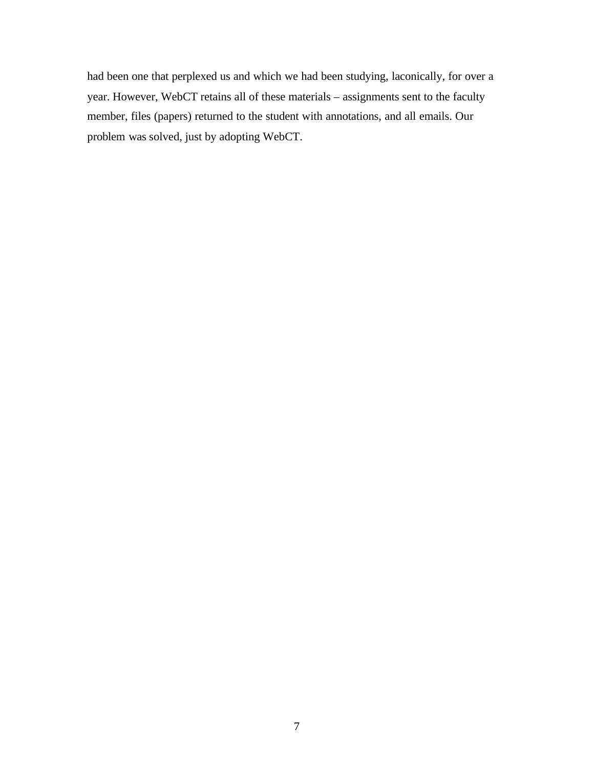had been one that perplexed us and which we had been studying, laconically, for over a year. However, WebCT retains all of these materials – assignments sent to the faculty member, files (papers) returned to the student with annotations, and all emails. Our problem was solved, just by adopting WebCT.